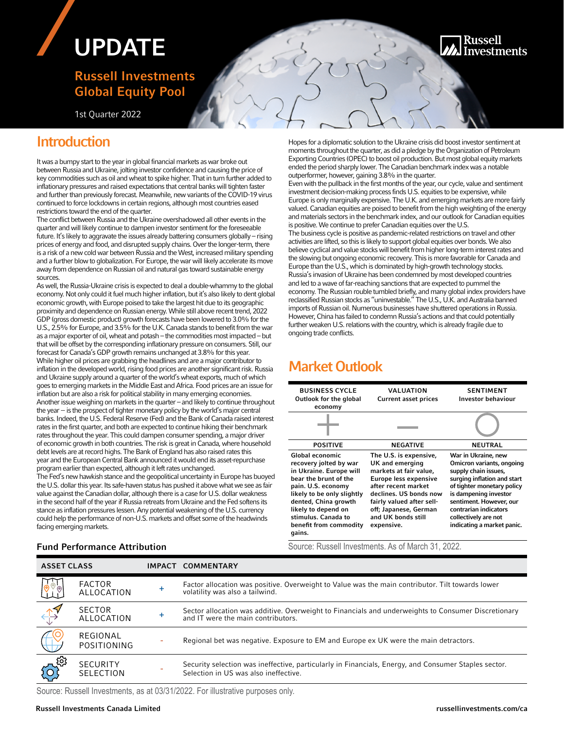# UPDATE

## Russell Investments Global Equity Pool

1st Quarter 2022

## Introduction

It was a bumpy start to the year in global financial markets as war broke out between Russia and Ukraine, jolting investor confidence and causing the price of key commodities such as oil and wheat to spike higher. That in turn further added to inflationary pressures and raised expectations that central banks will tighten faster and further than previously forecast. Meanwhile, new variants of the COVID-19 virus continued to force lockdowns in certain regions, although most countries eased restrictions toward the end of the quarter.

The conflict between Russia and the Ukraine overshadowed all other events in the quarter and will likely continue to dampen investor sentiment for the foreseeable future. It's likely to aggravate the issues already battering consumers globally – rising prices of energy and food, and disrupted supply chains. Over the longer-term, there is a risk of a new cold war between Russia and the West, increased military spending and a further blow to globalization. For Europe, the war will likely accelerate its move away from dependence on Russian oil and natural gas toward sustainable energy sources.

As well, the Russia-Ukraine crisis is expected to deal a double-whammy to the global economy. Not only could it fuel much higher inflation, but it's also likely to dent global economic growth, with Europe poised to take the largest hit due to its geographic proximity and dependence on Russian energy. While still above recent trend, 2022 GDP (gross domestic product) growth forecasts have been lowered to 3.0% for the U.S., 2.5% for Europe, and 3.5% for the U.K. Canada stands to benefit from the war as a major exporter of oil, wheat and potash – the commodities most impacted – but that will be offset by the corresponding inflationary pressure on consumers. Still, our forecast for Canada's GDP growth remains unchanged at 3.8% for this year.

While higher oil prices are grabbing the headlines and are a major contributor to inflation in the developed world, rising food prices are another significant risk. Russia and Ukraine supply around a quarter of the world's wheat exports, much of which goes to emerging markets in the Middle East and Africa. Food prices are an issue for inflation but are also a risk for political stability in many emerging economies.

Another issue weighing on markets in the quarter – and likely to continue throughout the year -- is the prospect of tighter monetary policy by the world's major central banks. Indeed, the U.S. Federal Reserve (Fed) and the Bank of Canada raised interest rates in the first quarter, and both are expected to continue hiking their benchmark rates throughout the year. This could dampen consumer spending, a major driver of economic growth in both countries. The risk is great in Canada, where household debt levels are at record highs. The Bank of England has also raised rates this year and the European Central Bank announced it would end its asset-repurchase program earlier than expected, although it left rates unchanged.

The Fed's new hawkish stance and the geopolitical uncertainty in Europe has buoyed the U.S. dollar this year. Its safe-haven status has pushed it above what we see as fair value against the Canadian dollar, although there is a case for U.S. dollar weakness in the second half of the year if Russia retreats from Ukraine and the Fed softens its stance as inflation pressures lessen. Any potential weakening of the U.S. currency could help the performance of non-U.S. markets and offset some of the headwinds facing emerging markets.

Hopes for a diplomatic solution to the Ukraine crisis did boost investor sentiment at moments throughout the quarter, as did a pledge by the Organization of Petroleum Exporting Countries (OPEC) to boost oil production. But most global equity markets ended the period sharply lower. The Canadian benchmark index was a notable outperformer, however, gaining 3.8% in the quarter.

Even with the pullback in the first months of the year, our cycle, value and sentiment investment decision-making process finds U.S. equities to be expensive, while Europe is only marginally expensive. The U.K. and emerging markets are more fairly valued. Canadian equities are poised to benefit from the high weighting of the energy and materials sectors in the benchmark index, and our outlook for Canadian equities is positive. We continue to prefer Canadian equities over the U.S.

The business cycle is positive as pandemic-related restrictions on travel and other activities are lifted, so this is likely to support global equities over bonds. We also believe cyclical and value stocks will benefit from higher long-term interest rates and the slowing but ongoing economic recovery. This is more favorable for Canada and Europe than the U.S., which is dominated by high-growth technology stocks.

Russia's invasion of Ukraine has been condemned by most developed countries and led to a wave of far-reaching sanctions that are expected to pummel the economy. The Russian rouble tumbled briefly, and many global index providers have reclassified Russian stocks as "uninvestable." The U.S., U.K. and Australia banned imports of Russian oil. Numerous businesses have shuttered operations in Russia. However, China has failed to condemn Russia's actions and that could potentially further weaken U.S. relations with the country, which is already fragile due to ongoing trade conflicts.

## Market Outlook

| BUSINESS CYCLE<br>Outlook for the global economy | VALUATION<br>Current asset prices | SENTIMENT<br>Investor behaviour |
|---|---|---|
| POSITIVE | NEGATIVE | NEUTRAL |
| Global economic recovery jolted by war in Ukraine. Europe will bear the brunt of the pain. U.S. economy likely to be only slightly dented, China growth likely to depend on stimulus. Canada to benefit from commodity gains. | The U.S. is expensive, UK and emerging markets at fair value, Europe less expensive after recent market declines. US bonds now fairly valued after sell-off; Japanese, German and UK bonds still expensive. | War in Ukraine, new Omicron variants, ongoing supply chain issues, surging inflation and start of tighter monetary policy is dampening investor sentiment. However, our contrarian indicators collectively are not indicating a market panic. |

Source: Russell Investments. As of March 31, 2022.

### Fund Performance Attribution

| ASSET CLASS | IMPACT | COMMENTARY |
|---|---|---|
| FACTOR ALLOCATION | + | Factor allocation was positive. Overweight to Value was the main contributor. Tilt towards lower volatility was also a tailwind. |
| SECTOR ALLOCATION | + | Sector allocation was additive. Overweight to Financials and underweights to Consumer Discretionary and IT were the main contributors. |
| REGIONAL POSITIONING | - | Regional bet was negative. Exposure to EM and Europe ex UK were the main detractors. |
| SECURITY SELECTION | - | Security selection was ineffective, particularly in Financials, Energy, and Consumer Staples sector. Selection in US was also ineffective. |

Source: Russell Investments, as at 03/31/2022. For illustrative purposes only.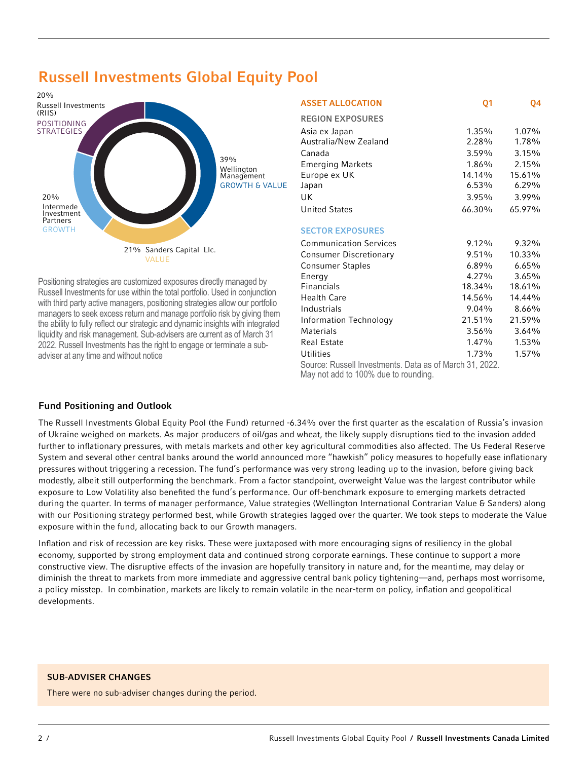# Russell Investments Global Equity Pool

20% Russell Investments (RIIS) POSITIONING STRATEGIES

39% Wellington Management GROWTH & VALUE

20% Intermede Investment Partners GROWTH

21% Sanders Capital Llc. VALUE

Positioning strategies are customized exposures directly managed by Russell Investments for use within the total portfolio. Used in conjunction with third party active managers, positioning strategies allow our portfolio managers to seek excess return and manage portfolio risk by giving them the ability to fully reflect our strategic and dynamic insights with integrated liquidity and risk management. Sub-advisers are current as of March 31 2022. Russell Investments has the right to engage or terminate a sub-adviser at any time and without notice

| ASSET ALLOCATION | Q1 | Q4 |
|---|---|---|
| **REGION EXPOSURES** | | |
| Asia ex Japan | 1.35% | 1.07% |
| Australia/New Zealand | 2.28% | 1.78% |
| Canada | 3.59% | 3.15% |
| Emerging Markets | 1.86% | 2.15% |
| Europe ex UK | 14.14% | 15.61% |
| Japan | 6.53% | 6.29% |
| UK | 3.95% | 3.99% |
| United States | 66.30% | 65.97% |
| **SECTOR EXPOSURES** | | |
| Communication Services | 9.12% | 9.32% |
| Consumer Discretionary | 9.51% | 10.33% |
| Consumer Staples | 6.89% | 6.65% |
| Energy | 4.27% | 3.65% |
| Financials | 18.34% | 18.61% |
| Health Care | 14.56% | 14.44% |
| Industrials | 9.04% | 8.66% |
| Information Technology | 21.51% | 21.59% |
| Materials | 3.56% | 3.64% |
| Real Estate | 1.47% | 1.53% |
| Utilities | 1.73% | 1.57% |

Source: Russell Investments. Data as of March 31, 2022. May not add to 100% due to rounding.

### Fund Positioning and Outlook

The Russell Investments Global Equity Pool (the Fund) returned -6.34% over the first quarter as the escalation of Russia's invasion of Ukraine weighed on markets. As major producers of oil/gas and wheat, the likely supply disruptions tied to the invasion added further to inflationary pressures, with metals markets and other key agricultural commodities also affected. The Us Federal Reserve System and several other central banks around the world announced more "hawkish" policy measures to hopefully ease inflationary pressures without triggering a recession. The fund's performance was very strong leading up to the invasion, before giving back modestly, albeit still outperforming the benchmark. From a factor standpoint, overweight Value was the largest contributor while exposure to Low Volatility also benefited the fund's performance. Our off-benchmark exposure to emerging markets detracted during the quarter. In terms of manager performance, Value strategies (Wellington International Contrarian Value & Sanders) along with our Positioning strategy performed best, while Growth strategies lagged over the quarter. We took steps to moderate the Value exposure within the fund, allocating back to our Growth managers.

Inflation and risk of recession are key risks. These were juxtaposed with more encouraging signs of resiliency in the global economy, supported by strong employment data and continued strong corporate earnings. These continue to support a more constructive view. The disruptive effects of the invasion are hopefully transitory in nature and, for the meantime, may delay or diminish the threat to markets from more immediate and aggressive central bank policy tightening—and, perhaps most worrisome, a policy misstep. In combination, markets are likely to remain volatile in the near-term on policy, inflation and geopolitical developments.

**SUB-ADVISER CHANGES**

There were no sub-adviser changes during the period.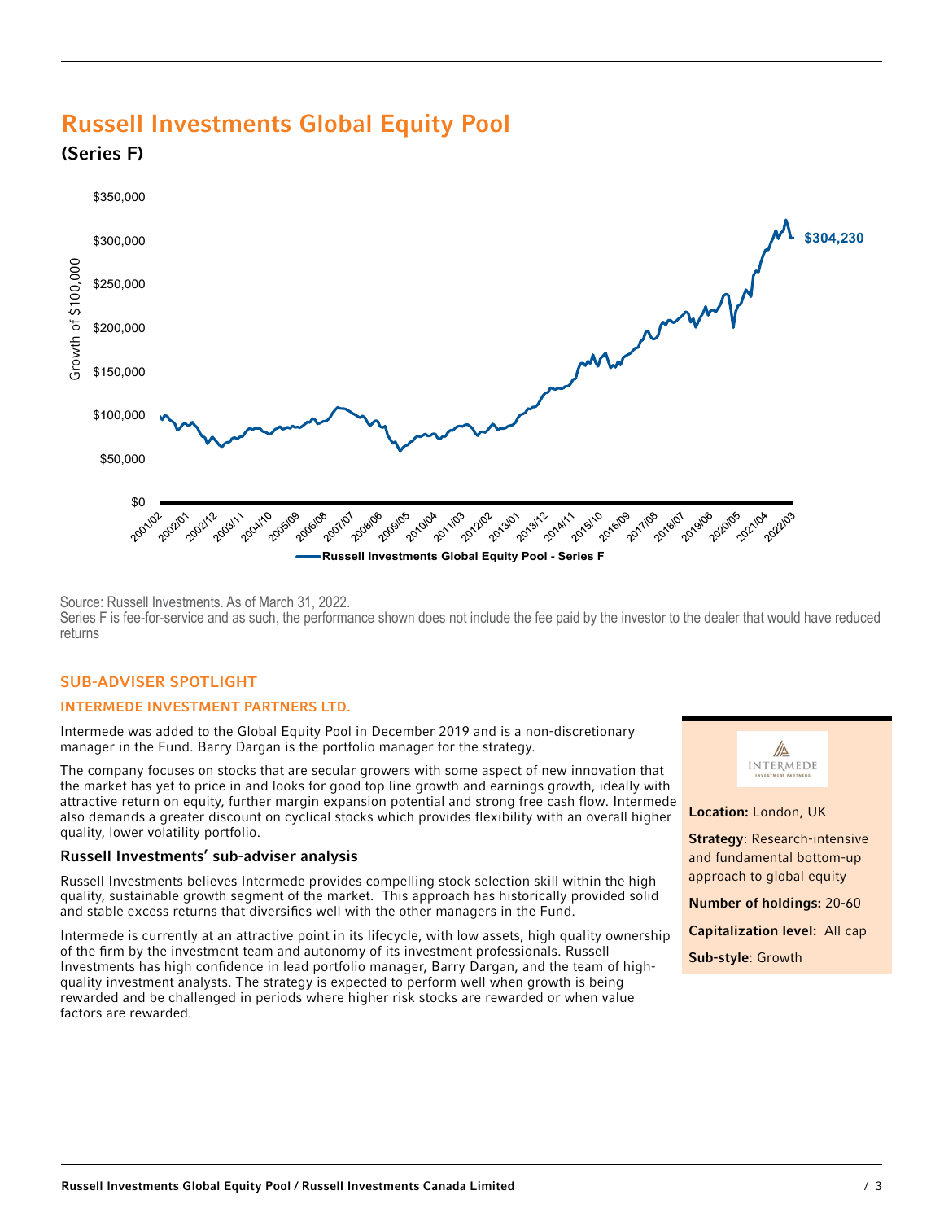# Russell Investments Global Equity Pool

## (Series F)

Source: Russell Investments. As of March 31, 2022.
Series F is fee-for-service and as such, the performance shown does not include the fee paid by the investor to the dealer that would have reduced returns

## SUB-ADVISER SPOTLIGHT

### INTERMEDE INVESTMENT PARTNERS LTD.

Intermede was added to the Global Equity Pool in December 2019 and is a non-discretionary manager in the Fund. Barry Dargan is the portfolio manager for the strategy.

The company focuses on stocks that are secular growers with some aspect of new innovation that the market has yet to price in and looks for good top line growth and earnings growth, ideally with attractive return on equity, further margin expansion potential and strong free cash flow. Intermede also demands a greater discount on cyclical stocks which provides flexibility with an overall higher quality, lower volatility portfolio.

### Russell Investments' sub-adviser analysis

Russell Investments believes Intermede provides compelling stock selection skill within the high quality, sustainable growth segment of the market. This approach has historically provided solid and stable excess returns that diversifies well with the other managers in the Fund.

Intermede is currently at an attractive point in its lifecycle, with low assets, high quality ownership of the firm by the investment team and autonomy of its investment professionals. Russell Investments has high confidence in lead portfolio manager, Barry Dargan, and the team of high-quality investment analysts. The strategy is expected to perform well when growth is being rewarded and be challenged in periods where higher risk stocks are rewarded or when value factors are rewarded.

INTERMEDE INVESTMENT PARTNERS

**Location:** London, UK

**Strategy**: Research-intensive and fundamental bottom-up approach to global equity

**Number of holdings:** 20-60

**Capitalization level:** All cap

**Sub-style**: Growth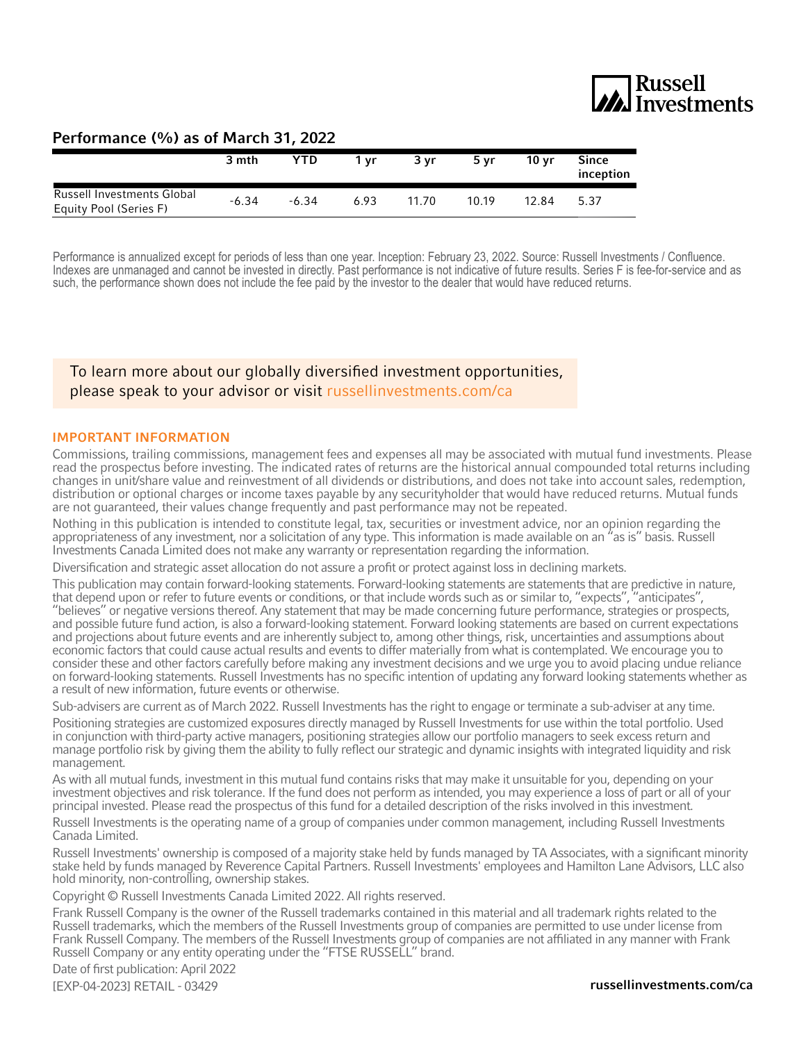## Performance (%) as of March 31, 2022

| | 3 mth | YTD | 1 yr | 3 yr | 5 yr | 10 yr | Since inception |
|---|---|---|---|---|---|---|---|
| Russell Investments Global Equity Pool (Series F) | -6.34 | -6.34 | 6.93 | 11.70 | 10.19 | 12.84 | 5.37 |

Performance is annualized except for periods of less than one year. Inception: February 23, 2022. Source: Russell Investments / Confluence. Indexes are unmanaged and cannot be invested in directly. Past performance is not indicative of future results. Series F is fee-for-service and as such, the performance shown does not include the fee paid by the investor to the dealer that would have reduced returns.

To learn more about our globally diversified investment opportunities, please speak to your advisor or visit russellinvestments.com/ca

### IMPORTANT INFORMATION

Commissions, trailing commissions, management fees and expenses all may be associated with mutual fund investments. Please read the prospectus before investing. The indicated rates of returns are the historical annual compounded total returns including changes in unit/share value and reinvestment of all dividends or distributions, and does not take into account sales, redemption, distribution or optional charges or income taxes payable by any securityholder that would have reduced returns. Mutual funds are not guaranteed, their values change frequently and past performance may not be repeated.

Nothing in this publication is intended to constitute legal, tax, securities or investment advice, nor an opinion regarding the appropriateness of any investment, nor a solicitation of any type. This information is made available on an "as is" basis. Russell Investments Canada Limited does not make any warranty or representation regarding the information.

Diversification and strategic asset allocation do not assure a profit or protect against loss in declining markets.

This publication may contain forward-looking statements. Forward-looking statements are statements that are predictive in nature, that depend upon or refer to future events or conditions, or that include words such as or similar to, "expects", "anticipates", "believes" or negative versions thereof. Any statement that may be made concerning future performance, strategies or prospects, and possible future fund action, is also a forward-looking statement. Forward looking statements are based on current expectations and projections about future events and are inherently subject to, among other things, risk, uncertainties and assumptions about economic factors that could cause actual results and events to differ materially from what is contemplated. We encourage you to consider these and other factors carefully before making any investment decisions and we urge you to avoid placing undue reliance on forward-looking statements. Russell Investments has no specific intention of updating any forward looking statements whether as a result of new information, future events or otherwise.

Sub-advisers are current as of March 2022. Russell Investments has the right to engage or terminate a sub-adviser at any time.

Positioning strategies are customized exposures directly managed by Russell Investments for use within the total portfolio. Used in conjunction with third-party active managers, positioning strategies allow our portfolio managers to seek excess return and manage portfolio risk by giving them the ability to fully reflect our strategic and dynamic insights with integrated liquidity and risk management.

As with all mutual funds, investment in this mutual fund contains risks that may make it unsuitable for you, depending on your investment objectives and risk tolerance. If the fund does not perform as intended, you may experience a loss of part or all of your principal invested. Please read the prospectus of this fund for a detailed description of the risks involved in this investment.

Russell Investments is the operating name of a group of companies under common management, including Russell Investments Canada Limited.

Russell Investments' ownership is composed of a majority stake held by funds managed by TA Associates, with a significant minority stake held by funds managed by Reverence Capital Partners. Russell Investments' employees and Hamilton Lane Advisors, LLC also hold minority, non-controlling, ownership stakes.

Copyright © Russell Investments Canada Limited 2022. All rights reserved.

Frank Russell Company is the owner of the Russell trademarks contained in this material and all trademark rights related to the Russell trademarks, which the members of the Russell Investments group of companies are permitted to use under license from Frank Russell Company. The members of the Russell Investments group of companies are not affiliated in any manner with Frank Russell Company or any entity operating under the "FTSE RUSSELL" brand.

Date of first publication: April 2022

[EXP-04-2023] RETAIL - 03429